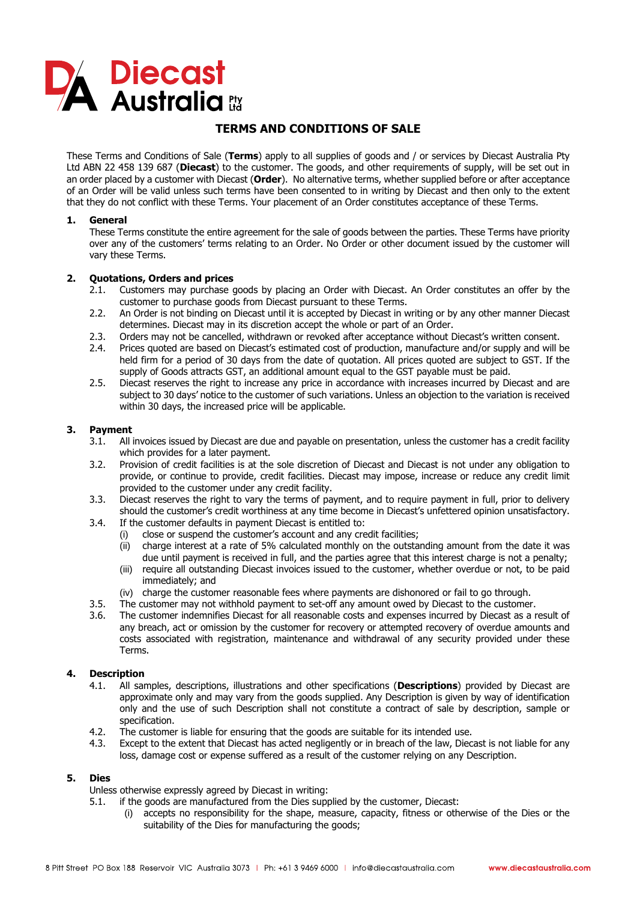# TERMS AND CONDITIONS OF SALE

These Terms and Conditions of Sale (**Terms**) apply to all supplies of goods and / or services by Diecast Australia Pty Ltd ABN 22 458 139 687 (**Diecast**) to the customer. The goods, and other requirements of supply, will be set out in an order placed by a customer with Diecast (**Order**). No alternative terms, whether supplied before or after acceptance of an Order will be valid unless such terms have been consented to in writing by Diecast and then only to the extent that they do not conflict with these Terms. Your placement of an Order constitutes acceptance of these Terms.

**1. General**

These Terms constitute the entire agreement for the sale of goods between the parties. These Terms have priority over any of the customers' terms relating to an Order. No Order or other document issued by the customer will vary these Terms.

**2. Quotations, Orders and prices**

2.1. Customers may purchase goods by placing an Order with Diecast. An Order constitutes an offer by the customer to purchase goods from Diecast pursuant to these Terms.

2.2. An Order is not binding on Diecast until it is accepted by Diecast in writing or by any other manner Diecast determines. Diecast may in its discretion accept the whole or part of an Order.

2.3. Orders may not be cancelled, withdrawn or revoked after acceptance without Diecast's written consent.

2.4. Prices quoted are based on Diecast's estimated cost of production, manufacture and/or supply and will be held firm for a period of 30 days from the date of quotation. All prices quoted are subject to GST. If the supply of Goods attracts GST, an additional amount equal to the GST payable must be paid.

2.5. Diecast reserves the right to increase any price in accordance with increases incurred by Diecast and are subject to 30 days' notice to the customer of such variations. Unless an objection to the variation is received within 30 days, the increased price will be applicable.

**3. Payment**

3.1. All invoices issued by Diecast are due and payable on presentation, unless the customer has a credit facility which provides for a later payment.

3.2. Provision of credit facilities is at the sole discretion of Diecast and Diecast is not under any obligation to provide, or continue to provide, credit facilities. Diecast may impose, increase or reduce any credit limit provided to the customer under any credit facility.

3.3. Diecast reserves the right to vary the terms of payment, and to require payment in full, prior to delivery should the customer's credit worthiness at any time become in Diecast's unfettered opinion unsatisfactory.

3.4. If the customer defaults in payment Diecast is entitled to:

(i) close or suspend the customer's account and any credit facilities;

(ii) charge interest at a rate of 5% calculated monthly on the outstanding amount from the date it was due until payment is received in full, and the parties agree that this interest charge is not a penalty;

(iii) require all outstanding Diecast invoices issued to the customer, whether overdue or not, to be paid immediately; and

(iv) charge the customer reasonable fees where payments are dishonored or fail to go through.

3.5. The customer may not withhold payment to set-off any amount owed by Diecast to the customer.

3.6. The customer indemnifies Diecast for all reasonable costs and expenses incurred by Diecast as a result of any breach, act or omission by the customer for recovery or attempted recovery of overdue amounts and costs associated with registration, maintenance and withdrawal of any security provided under these Terms.

**4. Description**

4.1. All samples, descriptions, illustrations and other specifications (**Descriptions**) provided by Diecast are approximate only and may vary from the goods supplied. Any Description is given by way of identification only and the use of such Description shall not constitute a contract of sale by description, sample or specification.

4.2. The customer is liable for ensuring that the goods are suitable for its intended use.

4.3. Except to the extent that Diecast has acted negligently or in breach of the law, Diecast is not liable for any loss, damage cost or expense suffered as a result of the customer relying on any Description.

**5. Dies**

Unless otherwise expressly agreed by Diecast in writing:

5.1. if the goods are manufactured from the Dies supplied by the customer, Diecast:

(i) accepts no responsibility for the shape, measure, capacity, fitness or otherwise of the Dies or the suitability of the Dies for manufacturing the goods;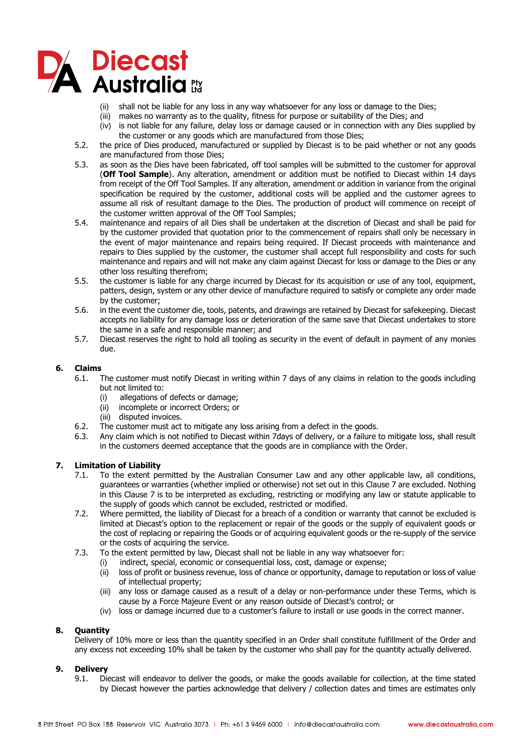(ii) shall not be liable for any loss in any way whatsoever for any loss or damage to the Dies;

(iii) makes no warranty as to the quality, fitness for purpose or suitability of the Dies; and

(iv) is not liable for any failure, delay loss or damage caused or in connection with any Dies supplied by the customer or any goods which are manufactured from those Dies;

5.2. the price of Dies produced, manufactured or supplied by Diecast is to be paid whether or not any goods are manufactured from those Dies;

5.3. as soon as the Dies have been fabricated, off tool samples will be submitted to the customer for approval (**Off Tool Sample**). Any alteration, amendment or addition must be notified to Diecast within 14 days from receipt of the Off Tool Samples. If any alteration, amendment or addition in variance from the original specification be required by the customer, additional costs will be applied and the customer agrees to assume all risk of resultant damage to the Dies. The production of product will commence on receipt of the customer written approval of the Off Tool Samples;

5.4. maintenance and repairs of all Dies shall be undertaken at the discretion of Diecast and shall be paid for by the customer provided that quotation prior to the commencement of repairs shall only be necessary in the event of major maintenance and repairs being required. If Diecast proceeds with maintenance and repairs to Dies supplied by the customer, the customer shall accept full responsibility and costs for such maintenance and repairs and will not make any claim against Diecast for loss or damage to the Dies or any other loss resulting therefrom;

5.5. the customer is liable for any charge incurred by Diecast for its acquisition or use of any tool, equipment, patters, design, system or any other device of manufacture required to satisfy or complete any order made by the customer;

5.6. in the event the customer die, tools, patents, and drawings are retained by Diecast for safekeeping. Diecast accepts no liability for any damage loss or deterioration of the same save that Diecast undertakes to store the same in a safe and responsible manner; and

5.7. Diecast reserves the right to hold all tooling as security in the event of default in payment of any monies due.

## 6. Claims

6.1. The customer must notify Diecast in writing within 7 days of any claims in relation to the goods including but not limited to:

(i) allegations of defects or damage;

(ii) incomplete or incorrect Orders; or

(iii) disputed invoices.

6.2. The customer must act to mitigate any loss arising from a defect in the goods.

6.3. Any claim which is not notified to Diecast within 7days of delivery, or a failure to mitigate loss, shall result in the customers deemed acceptance that the goods are in compliance with the Order.

## 7. Limitation of Liability

7.1. To the extent permitted by the Australian Consumer Law and any other applicable law, all conditions, guarantees or warranties (whether implied or otherwise) not set out in this Clause 7 are excluded. Nothing in this Clause 7 is to be interpreted as excluding, restricting or modifying any law or statute applicable to the supply of goods which cannot be excluded, restricted or modified.

7.2. Where permitted, the liability of Diecast for a breach of a condition or warranty that cannot be excluded is limited at Diecast's option to the replacement or repair of the goods or the supply of equivalent goods or the cost of replacing or repairing the Goods or of acquiring equivalent goods or the re-supply of the service or the costs of acquiring the service.

7.3. To the extent permitted by law, Diecast shall not be liable in any way whatsoever for:

(i) indirect, special, economic or consequential loss, cost, damage or expense;

(ii) loss of profit or business revenue, loss of chance or opportunity, damage to reputation or loss of value of intellectual property;

(iii) any loss or damage caused as a result of a delay or non-performance under these Terms, which is cause by a Force Majeure Event or any reason outside of Diecast's control; or

(iv) loss or damage incurred due to a customer's failure to install or use goods in the correct manner.

## 8. Quantity

Delivery of 10% more or less than the quantity specified in an Order shall constitute fulfillment of the Order and any excess not exceeding 10% shall be taken by the customer who shall pay for the quantity actually delivered.

## 9. Delivery

9.1. Diecast will endeavor to deliver the goods, or make the goods available for collection, at the time stated by Diecast however the parties acknowledge that delivery / collection dates and times are estimates only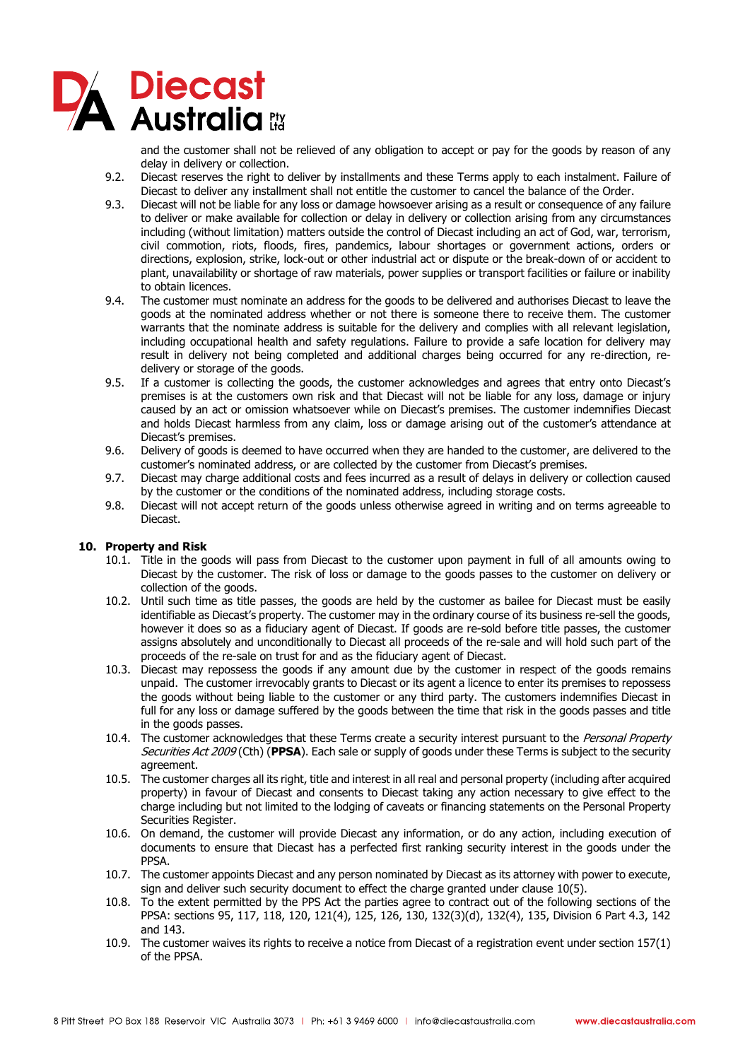and the customer shall not be relieved of any obligation to accept or pay for the goods by reason of any delay in delivery or collection.

9.2. Diecast reserves the right to deliver by installments and these Terms apply to each instalment. Failure of Diecast to deliver any installment shall not entitle the customer to cancel the balance of the Order.

9.3. Diecast will not be liable for any loss or damage howsoever arising as a result or consequence of any failure to deliver or make available for collection or delay in delivery or collection arising from any circumstances including (without limitation) matters outside the control of Diecast including an act of God, war, terrorism, civil commotion, riots, floods, fires, pandemics, labour shortages or government actions, orders or directions, explosion, strike, lock-out or other industrial act or dispute or the break-down of or accident to plant, unavailability or shortage of raw materials, power supplies or transport facilities or failure or inability to obtain licences.

9.4. The customer must nominate an address for the goods to be delivered and authorises Diecast to leave the goods at the nominated address whether or not there is someone there to receive them. The customer warrants that the nominate address is suitable for the delivery and complies with all relevant legislation, including occupational health and safety regulations. Failure to provide a safe location for delivery may result in delivery not being completed and additional charges being occurred for any re-direction, re-delivery or storage of the goods.

9.5. If a customer is collecting the goods, the customer acknowledges and agrees that entry onto Diecast's premises is at the customers own risk and that Diecast will not be liable for any loss, damage or injury caused by an act or omission whatsoever while on Diecast's premises. The customer indemnifies Diecast and holds Diecast harmless from any claim, loss or damage arising out of the customer's attendance at Diecast's premises.

9.6. Delivery of goods is deemed to have occurred when they are handed to the customer, are delivered to the customer's nominated address, or are collected by the customer from Diecast's premises.

9.7. Diecast may charge additional costs and fees incurred as a result of delays in delivery or collection caused by the customer or the conditions of the nominated address, including storage costs.

9.8. Diecast will not accept return of the goods unless otherwise agreed in writing and on terms agreeable to Diecast.

## 10. Property and Risk

10.1. Title in the goods will pass from Diecast to the customer upon payment in full of all amounts owing to Diecast by the customer. The risk of loss or damage to the goods passes to the customer on delivery or collection of the goods.

10.2. Until such time as title passes, the goods are held by the customer as bailee for Diecast must be easily identifiable as Diecast's property. The customer may in the ordinary course of its business re-sell the goods, however it does so as a fiduciary agent of Diecast. If goods are re-sold before title passes, the customer assigns absolutely and unconditionally to Diecast all proceeds of the re-sale and will hold such part of the proceeds of the re-sale on trust for and as the fiduciary agent of Diecast.

10.3. Diecast may repossess the goods if any amount due by the customer in respect of the goods remains unpaid. The customer irrevocably grants to Diecast or its agent a licence to enter its premises to repossess the goods without being liable to the customer or any third party. The customers indemnifies Diecast in full for any loss or damage suffered by the goods between the time that risk in the goods passes and title in the goods passes.

10.4. The customer acknowledges that these Terms create a security interest pursuant to the *Personal Property Securities Act 2009* (Cth) (**PPSA**). Each sale or supply of goods under these Terms is subject to the security agreement.

10.5. The customer charges all its right, title and interest in all real and personal property (including after acquired property) in favour of Diecast and consents to Diecast taking any action necessary to give effect to the charge including but not limited to the lodging of caveats or financing statements on the Personal Property Securities Register.

10.6. On demand, the customer will provide Diecast any information, or do any action, including execution of documents to ensure that Diecast has a perfected first ranking security interest in the goods under the PPSA.

10.7. The customer appoints Diecast and any person nominated by Diecast as its attorney with power to execute, sign and deliver such security document to effect the charge granted under clause 10(5).

10.8. To the extent permitted by the PPS Act the parties agree to contract out of the following sections of the PPSA: sections 95, 117, 118, 120, 121(4), 125, 126, 130, 132(3)(d), 132(4), 135, Division 6 Part 4.3, 142 and 143.

10.9. The customer waives its rights to receive a notice from Diecast of a registration event under section 157(1) of the PPSA.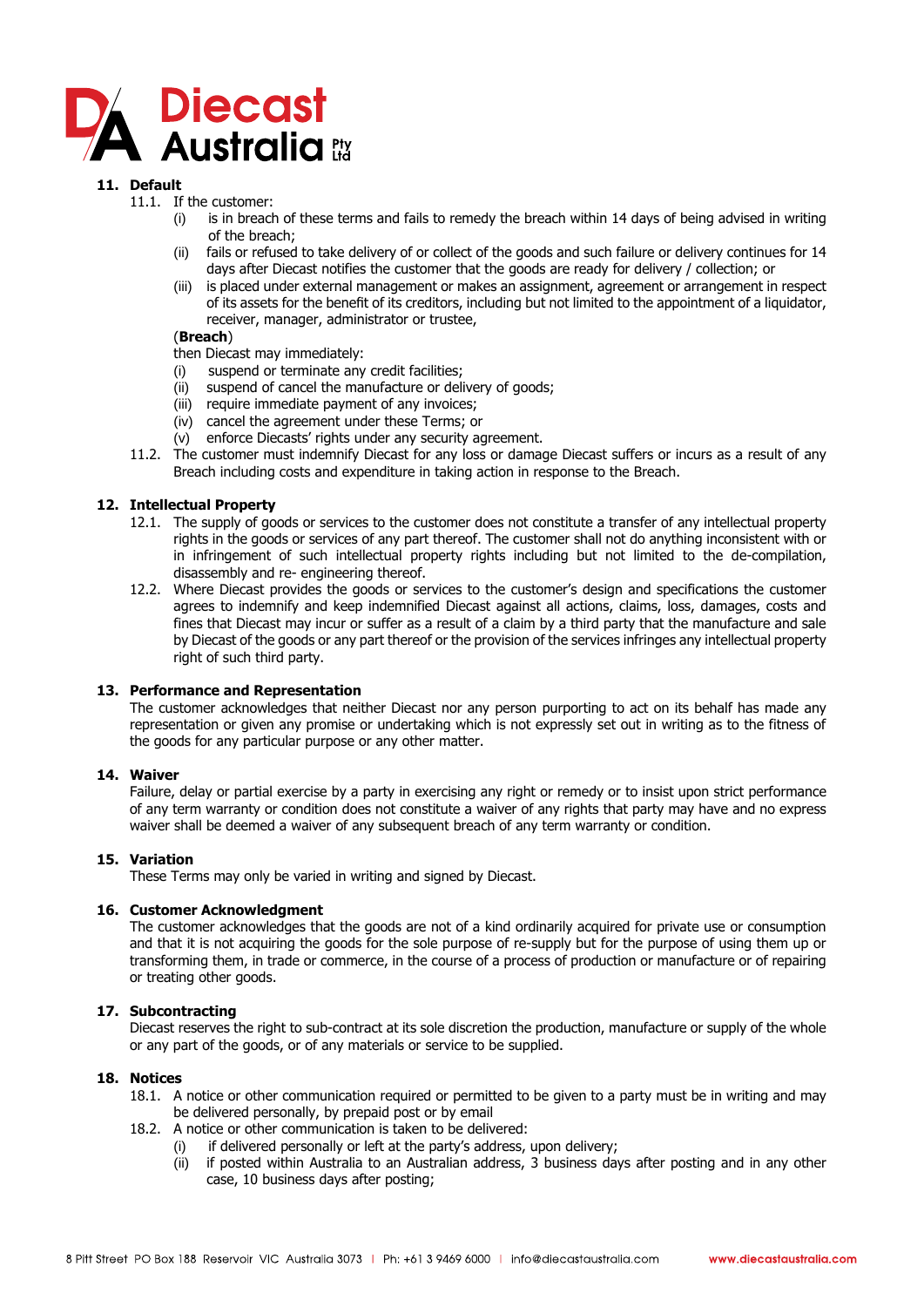## 11. Default

11.1. If the customer:

- (i) is in breach of these terms and fails to remedy the breach within 14 days of being advised in writing of the breach;
- (ii) fails or refused to take delivery of or collect of the goods and such failure or delivery continues for 14 days after Diecast notifies the customer that the goods are ready for delivery / collection; or
- (iii) is placed under external management or makes an assignment, agreement or arrangement in respect of its assets for the benefit of its creditors, including but not limited to the appointment of a liquidator, receiver, manager, administrator or trustee,

(**Breach**)

then Diecast may immediately:

- (i) suspend or terminate any credit facilities;
- (ii) suspend of cancel the manufacture or delivery of goods;
- (iii) require immediate payment of any invoices;
- (iv) cancel the agreement under these Terms; or
- (v) enforce Diecasts' rights under any security agreement.

11.2. The customer must indemnify Diecast for any loss or damage Diecast suffers or incurs as a result of any Breach including costs and expenditure in taking action in response to the Breach.

## 12. Intellectual Property

12.1. The supply of goods or services to the customer does not constitute a transfer of any intellectual property rights in the goods or services of any part thereof. The customer shall not do anything inconsistent with or in infringement of such intellectual property rights including but not limited to the de-compilation, disassembly and re- engineering thereof.

12.2. Where Diecast provides the goods or services to the customer's design and specifications the customer agrees to indemnify and keep indemnified Diecast against all actions, claims, loss, damages, costs and fines that Diecast may incur or suffer as a result of a claim by a third party that the manufacture and sale by Diecast of the goods or any part thereof or the provision of the services infringes any intellectual property right of such third party.

## 13. Performance and Representation

The customer acknowledges that neither Diecast nor any person purporting to act on its behalf has made any representation or given any promise or undertaking which is not expressly set out in writing as to the fitness of the goods for any particular purpose or any other matter.

## 14. Waiver

Failure, delay or partial exercise by a party in exercising any right or remedy or to insist upon strict performance of any term warranty or condition does not constitute a waiver of any rights that party may have and no express waiver shall be deemed a waiver of any subsequent breach of any term warranty or condition.

## 15. Variation

These Terms may only be varied in writing and signed by Diecast.

## 16. Customer Acknowledgment

The customer acknowledges that the goods are not of a kind ordinarily acquired for private use or consumption and that it is not acquiring the goods for the sole purpose of re-supply but for the purpose of using them up or transforming them, in trade or commerce, in the course of a process of production or manufacture or of repairing or treating other goods.

## 17. Subcontracting

Diecast reserves the right to sub-contract at its sole discretion the production, manufacture or supply of the whole or any part of the goods, or of any materials or service to be supplied.

## 18. Notices

18.1. A notice or other communication required or permitted to be given to a party must be in writing and may be delivered personally, by prepaid post or by email

18.2. A notice or other communication is taken to be delivered:

- (i) if delivered personally or left at the party's address, upon delivery;
- (ii) if posted within Australia to an Australian address, 3 business days after posting and in any other case, 10 business days after posting;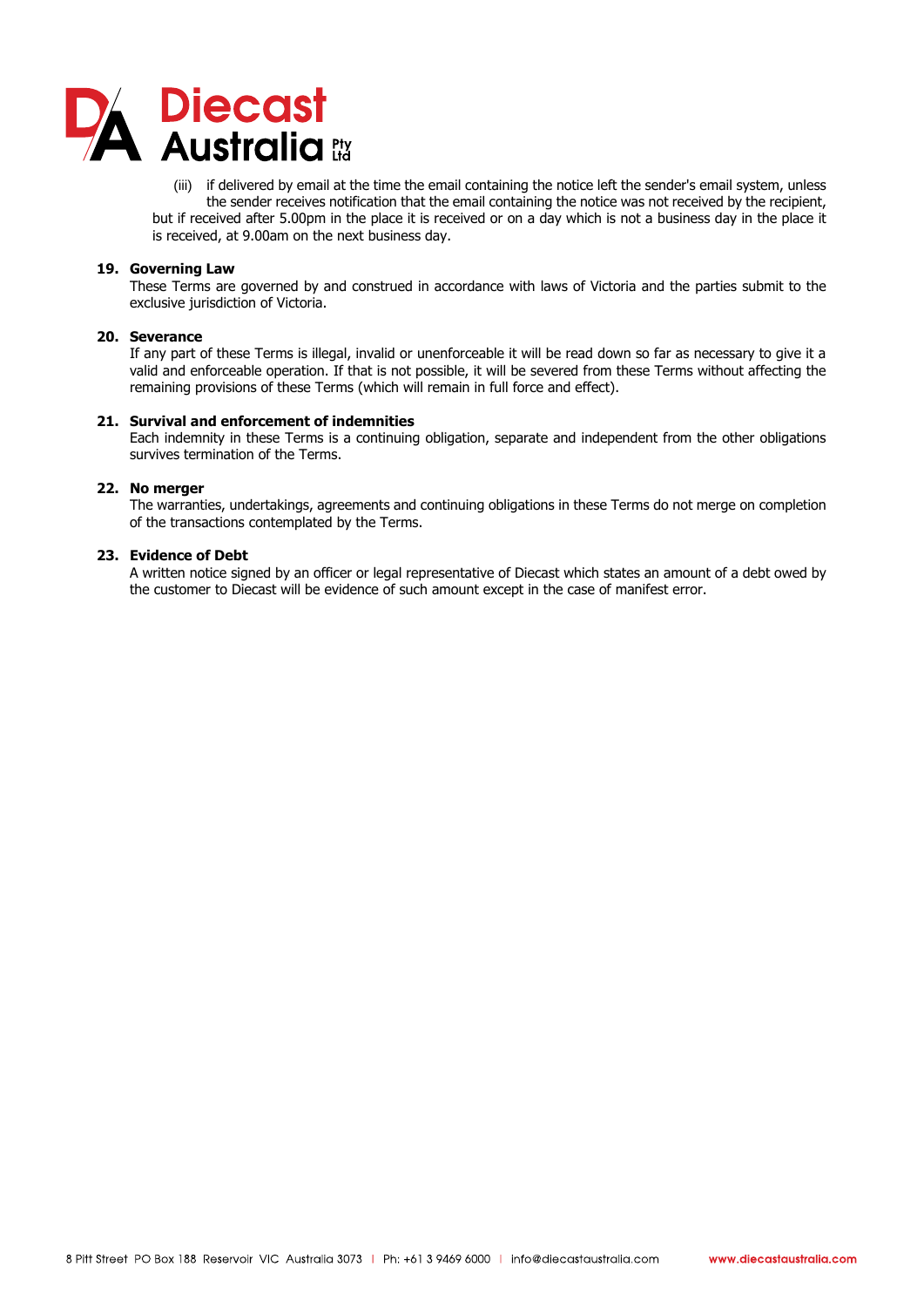(iii) if delivered by email at the time the email containing the notice left the sender's email system, unless the sender receives notification that the email containing the notice was not received by the recipient,

but if received after 5.00pm in the place it is received or on a day which is not a business day in the place it is received, at 9.00am on the next business day.

**19. Governing Law**

These Terms are governed by and construed in accordance with laws of Victoria and the parties submit to the exclusive jurisdiction of Victoria.

**20. Severance**

If any part of these Terms is illegal, invalid or unenforceable it will be read down so far as necessary to give it a valid and enforceable operation. If that is not possible, it will be severed from these Terms without affecting the remaining provisions of these Terms (which will remain in full force and effect).

**21. Survival and enforcement of indemnities**

Each indemnity in these Terms is a continuing obligation, separate and independent from the other obligations survives termination of the Terms.

**22. No merger**

The warranties, undertakings, agreements and continuing obligations in these Terms do not merge on completion of the transactions contemplated by the Terms.

**23. Evidence of Debt**

A written notice signed by an officer or legal representative of Diecast which states an amount of a debt owed by the customer to Diecast will be evidence of such amount except in the case of manifest error.